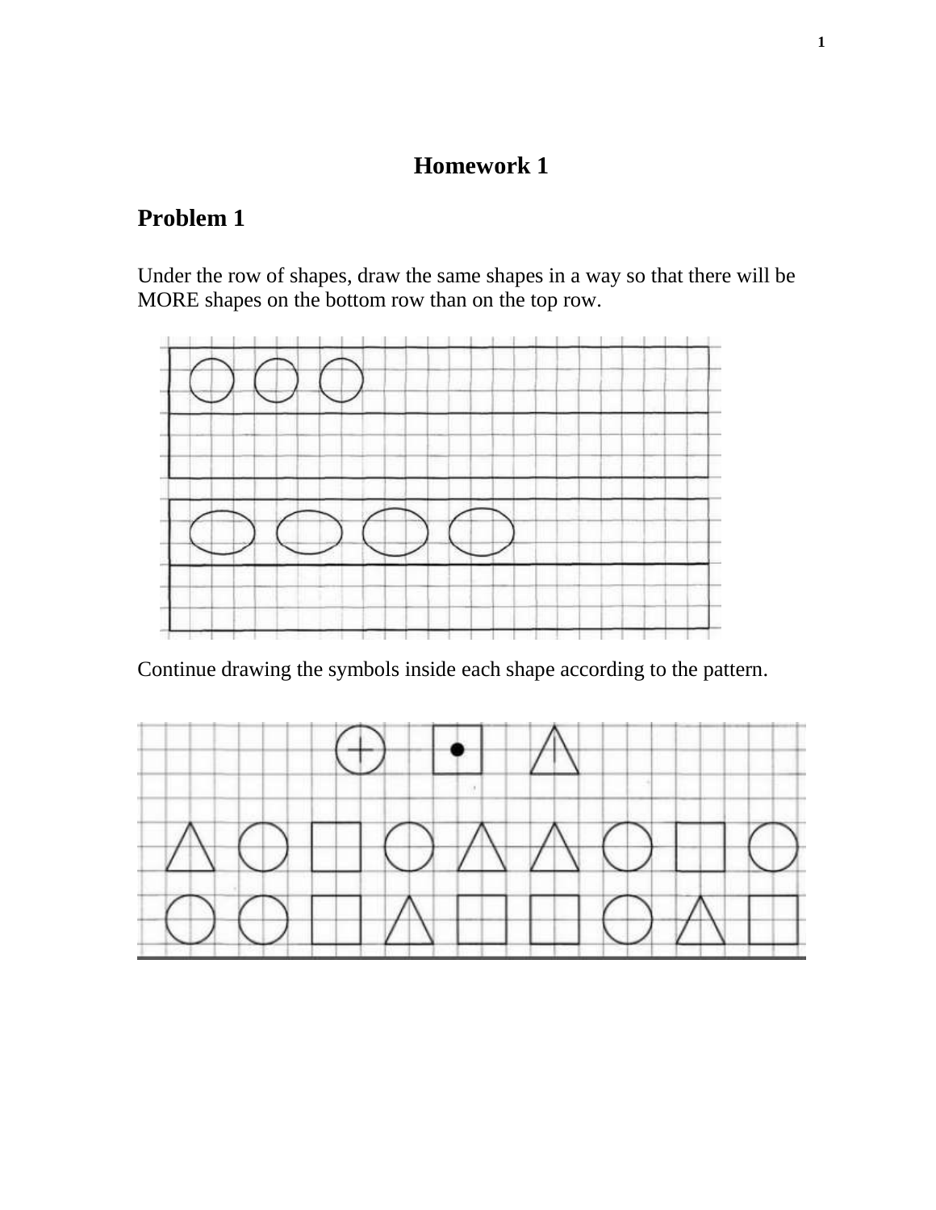# Homework 1

## Problem 1

Under the row of shapes, draw the same shapes in a way so that there will be MORE shapes on the bottom row than on the top row.

Continue drawing the symbols inside each shape according to the pattern.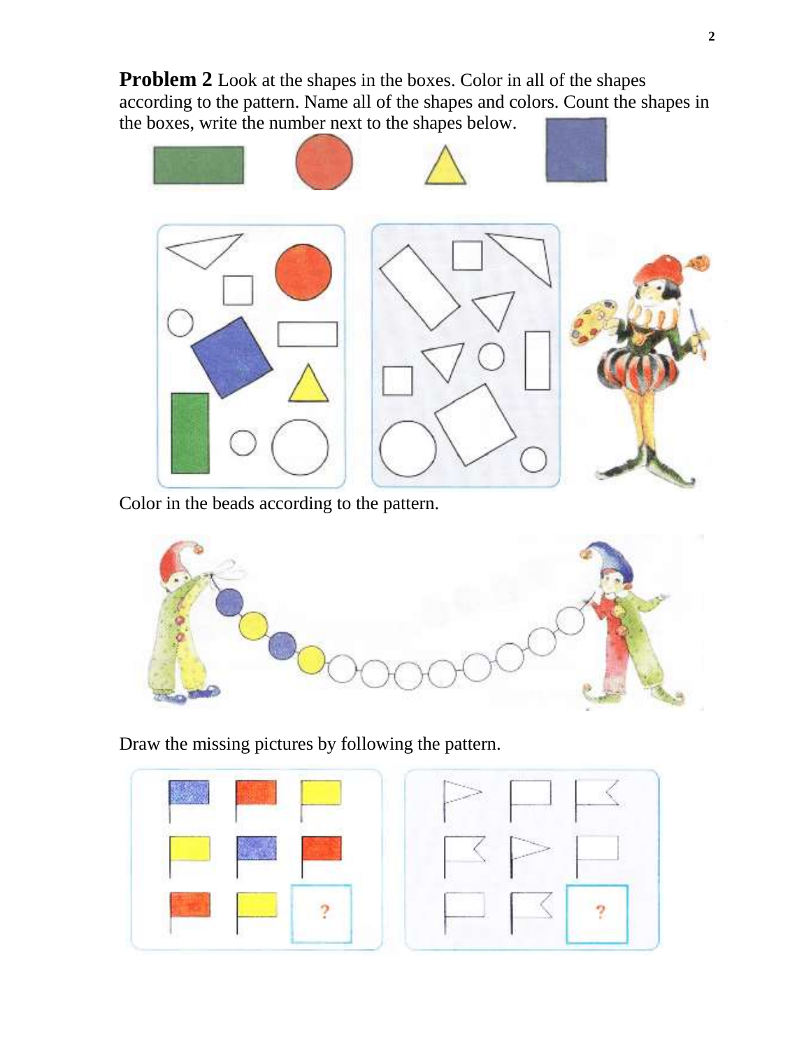**Problem 2** Look at the shapes in the boxes. Color in all of the shapes according to the pattern. Name all of the shapes and colors. Count the shapes in the boxes, write the number next to the shapes below.

Color in the beads according to the pattern.

Draw the missing pictures by following the pattern.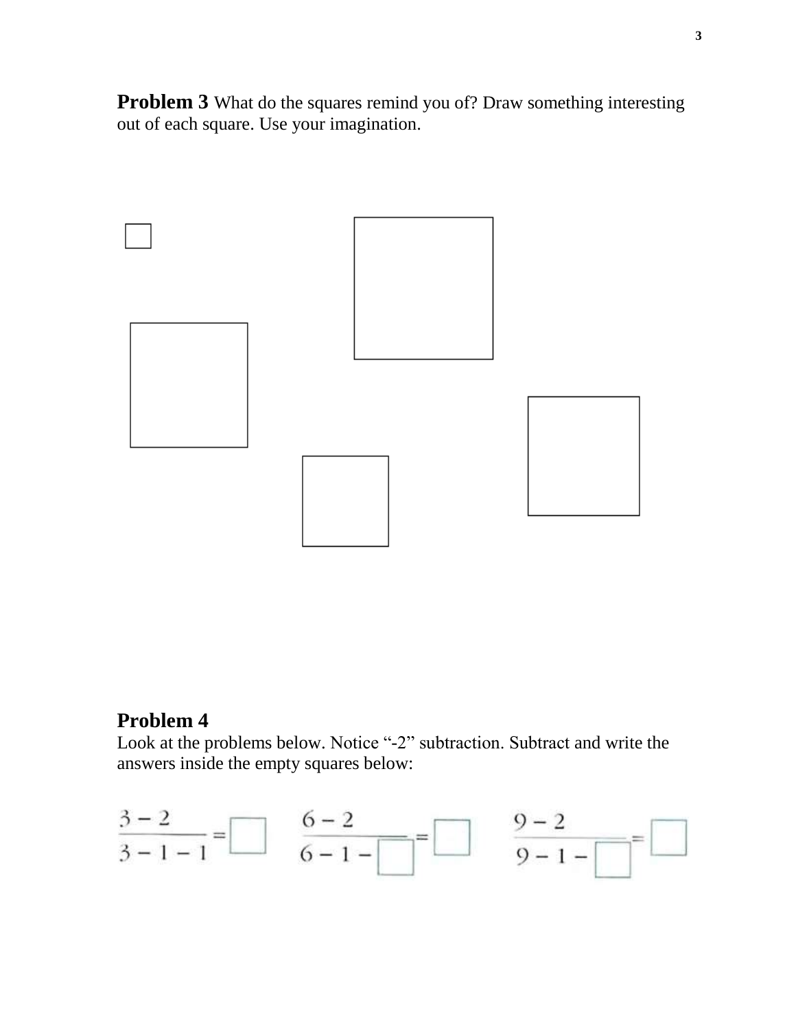**Problem 3** What do the squares remind you of? Draw something interesting out of each square. Use your imagination.

## Problem 4

Look at the problems below. Notice "-2" subtraction. Subtract and write the answers inside the empty squares below:

$$\frac{3-2}{3-1-1} = \square \qquad \frac{6-2}{6-1-\square} = \square \qquad \frac{9-2}{9-1-\square} = \square$$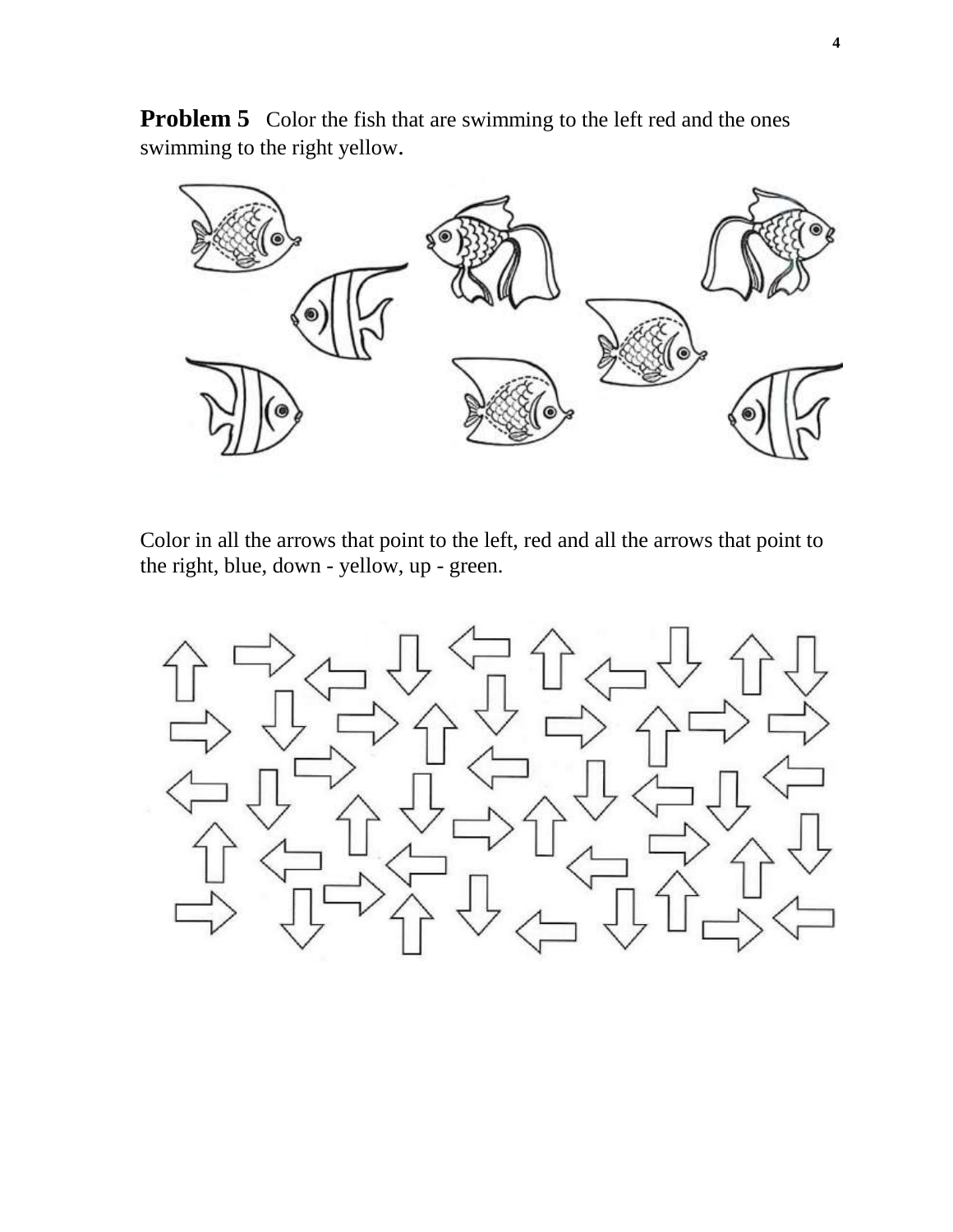**Problem 5** Color the fish that are swimming to the left red and the ones swimming to the right yellow.

Color in all the arrows that point to the left, red and all the arrows that point to the right, blue, down - yellow, up - green.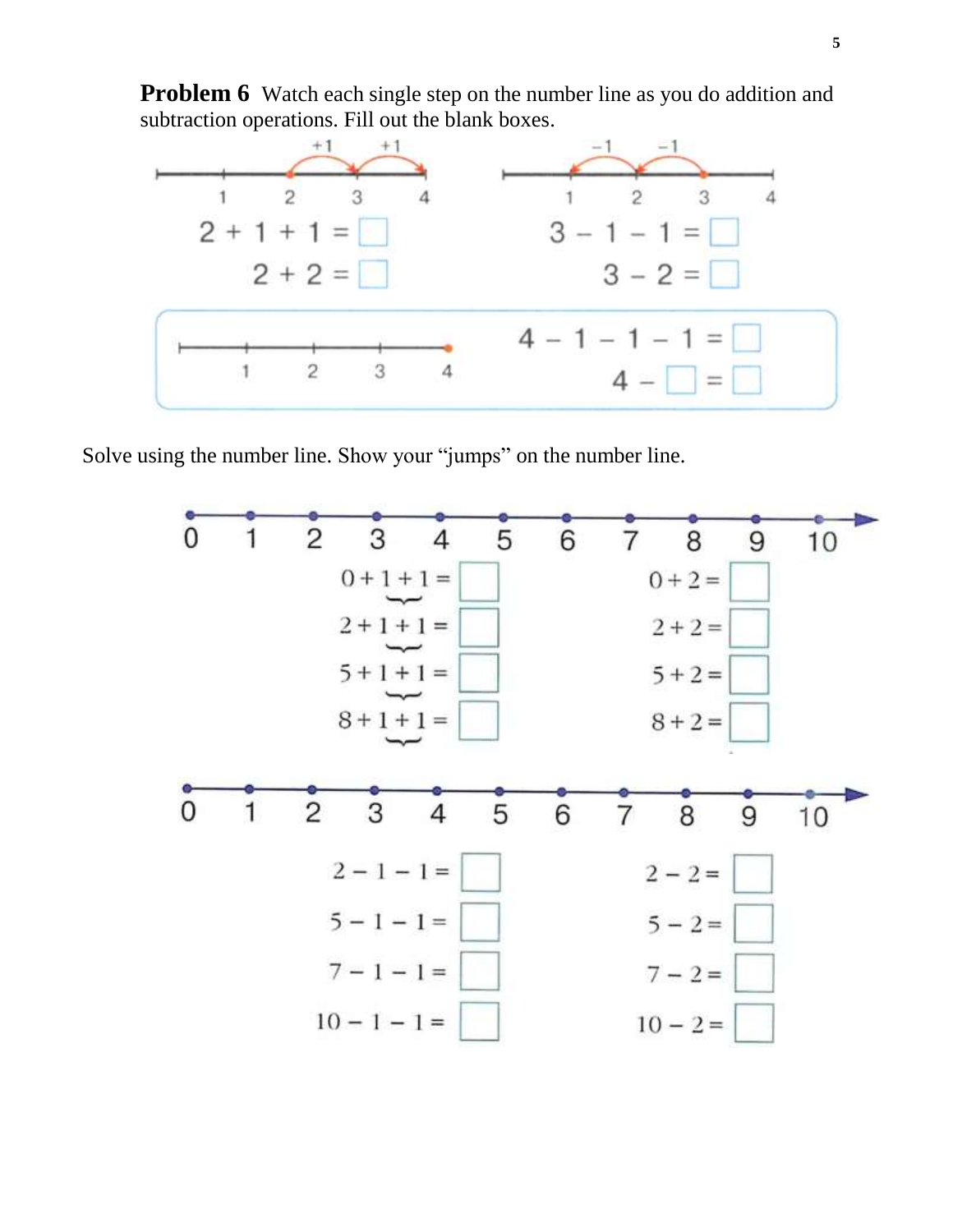**Problem 6** Watch each single step on the number line as you do addition and subtraction operations. Fill out the blank boxes.

$2 + 1 + 1 = \square$

$2 + 2 = \square$

$3 - 1 - 1 = \square$

$3 - 2 = \square$

$4 - 1 - 1 - 1 = \square$

$4 - \square = \square$

Solve using the number line. Show your "jumps" on the number line.

$0 + 1 + 1 = \square$ | $0 + 2 = \square$

$2 + 1 + 1 = \square$ | $2 + 2 = \square$

$5 + 1 + 1 = \square$ | $5 + 2 = \square$

$8 + 1 + 1 = \square$ | $8 + 2 = \square$

$2 - 1 - 1 = \square$ | $2 - 2 = \square$

$5 - 1 - 1 = \square$ | $5 - 2 = \square$

$7 - 1 - 1 = \square$ | $7 - 2 = \square$

$10 - 1 - 1 = \square$ | $10 - 2 = \square$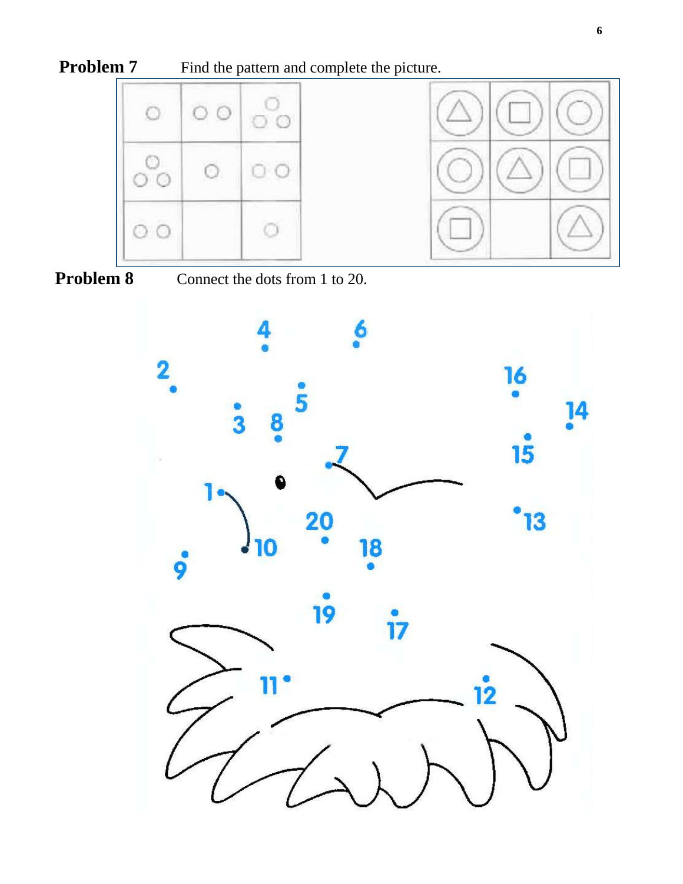**Problem 7** Find the pattern and complete the picture.

**Problem 8** Connect the dots from 1 to 20.